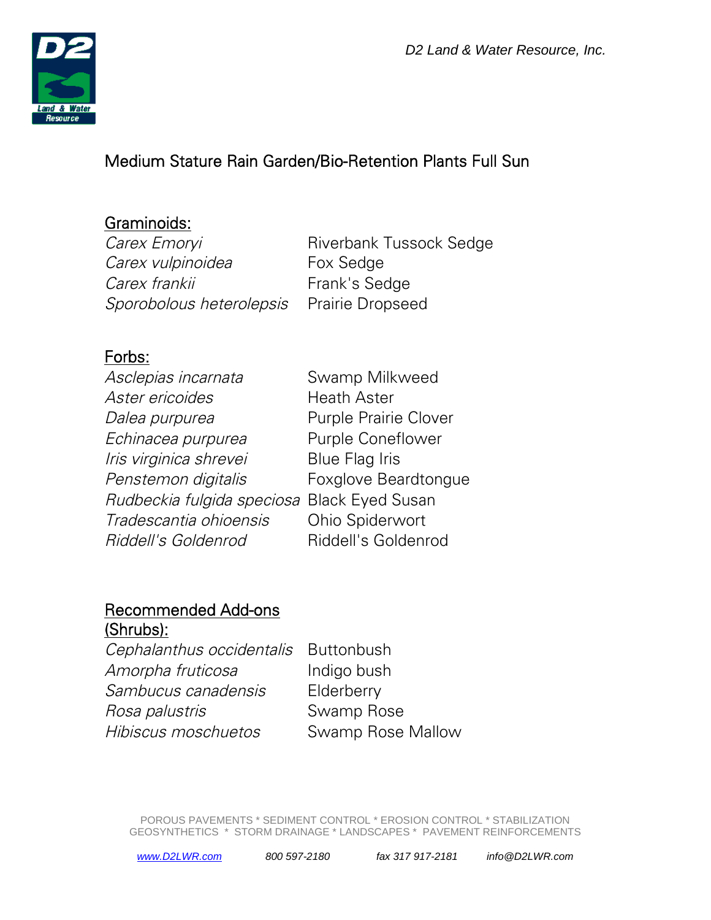D2 Land & Water Resource, Inc.

# Medium Stature Rain Garden/Bio-Retention Plants Full Sun

## Graminoids:

| | |
|---|---|
| *Carex Emoryi* | Riverbank Tussock Sedge |
| *Carex vulpinoidea* | Fox Sedge |
| *Carex frankii* | Frank's Sedge |
| *Sporobolous heterolepsis* | Prairie Dropseed |

## Forbs:

| | |
|---|---|
| *Asclepias incarnata* | Swamp Milkweed |
| *Aster ericoides* | Heath Aster |
| *Dalea purpurea* | Purple Prairie Clover |
| *Echinacea purpurea* | Purple Coneflower |
| *Iris virginica shrevei* | Blue Flag Iris |
| *Penstemon digitalis* | Foxglove Beardtongue |
| *Rudbeckia fulgida speciosa* | Black Eyed Susan |
| *Tradescantia ohioensis* | Ohio Spiderwort |
| *Riddell's Goldenrod* | Riddell's Goldenrod |

## Recommended Add-ons (Shrubs):

| | |
|---|---|
| *Cephalanthus occidentalis* | Buttonbush |
| *Amorpha fruticosa* | Indigo bush |
| *Sambucus canadensis* | Elderberry |
| *Rosa palustris* | Swamp Rose |
| *Hibiscus moschuetos* | Swamp Rose Mallow |

POROUS PAVEMENTS * SEDIMENT CONTROL * EROSION CONTROL * STABILIZATION
GEOSYNTHETICS * STORM DRAINAGE * LANDSCAPES * PAVEMENT REINFORCEMENTS

www.D2LWR.com 800 597-2180 fax 317 917-2181 info@D2LWR.com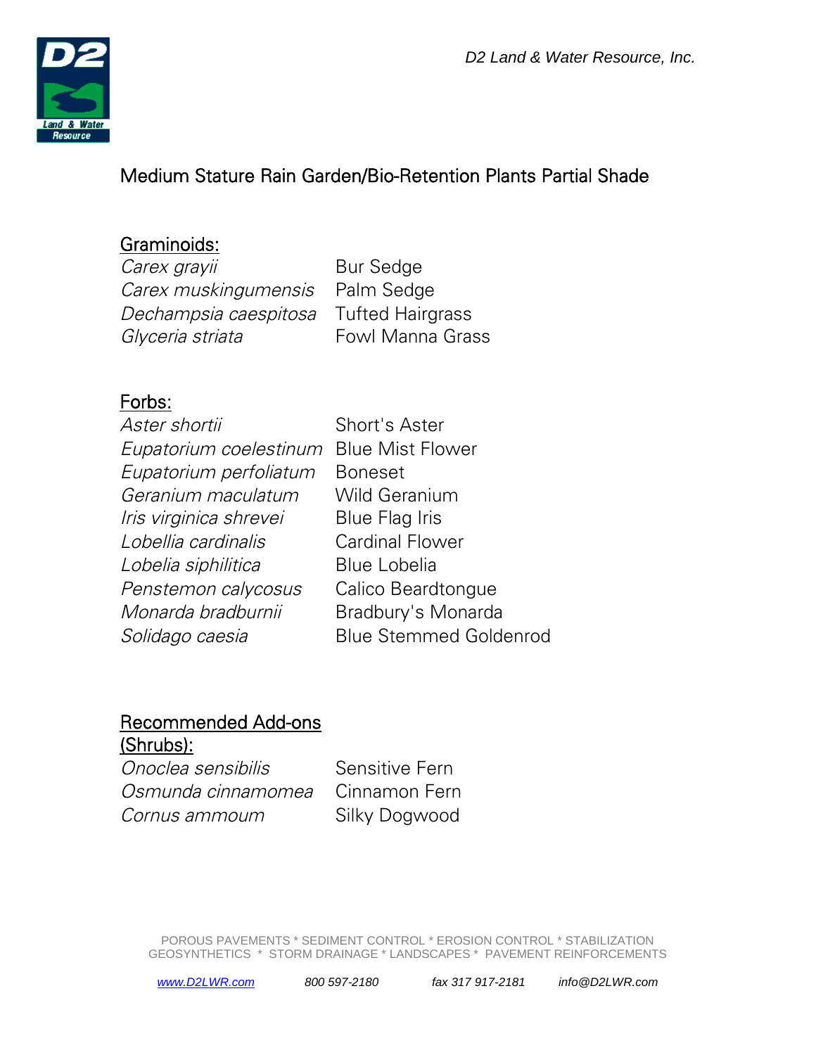# Medium Stature Rain Garden/Bio-Retention Plants Partial Shade

## Graminoids:

| | |
|---|---|
| *Carex grayii* | Bur Sedge |
| *Carex muskingumensis* | Palm Sedge |
| *Dechampsia caespitosa* | Tufted Hairgrass |
| *Glyceria striata* | Fowl Manna Grass |

## Forbs:

| | |
|---|---|
| *Aster shortii* | Short's Aster |
| *Eupatorium coelestinum* | Blue Mist Flower |
| *Eupatorium perfoliatum* | Boneset |
| *Geranium maculatum* | Wild Geranium |
| *Iris virginica shrevei* | Blue Flag Iris |
| *Lobellia cardinalis* | Cardinal Flower |
| *Lobelia siphilitica* | Blue Lobelia |
| *Penstemon calycosus* | Calico Beardtongue |
| *Monarda bradburnii* | Bradbury's Monarda |
| *Solidago caesia* | Blue Stemmed Goldenrod |

## Recommended Add-ons (Shrubs):

| | |
|---|---|
| *Onoclea sensibilis* | Sensitive Fern |
| *Osmunda cinnamomea* | Cinnamon Fern |
| *Cornus ammoum* | Silky Dogwood |

POROUS PAVEMENTS * SEDIMENT CONTROL * EROSION CONTROL * STABILIZATION
GEOSYNTHETICS * STORM DRAINAGE * LANDSCAPES * PAVEMENT REINFORCEMENTS

www.D2LWR.com 800 597-2180 fax 317 917-2181 info@D2LWR.com